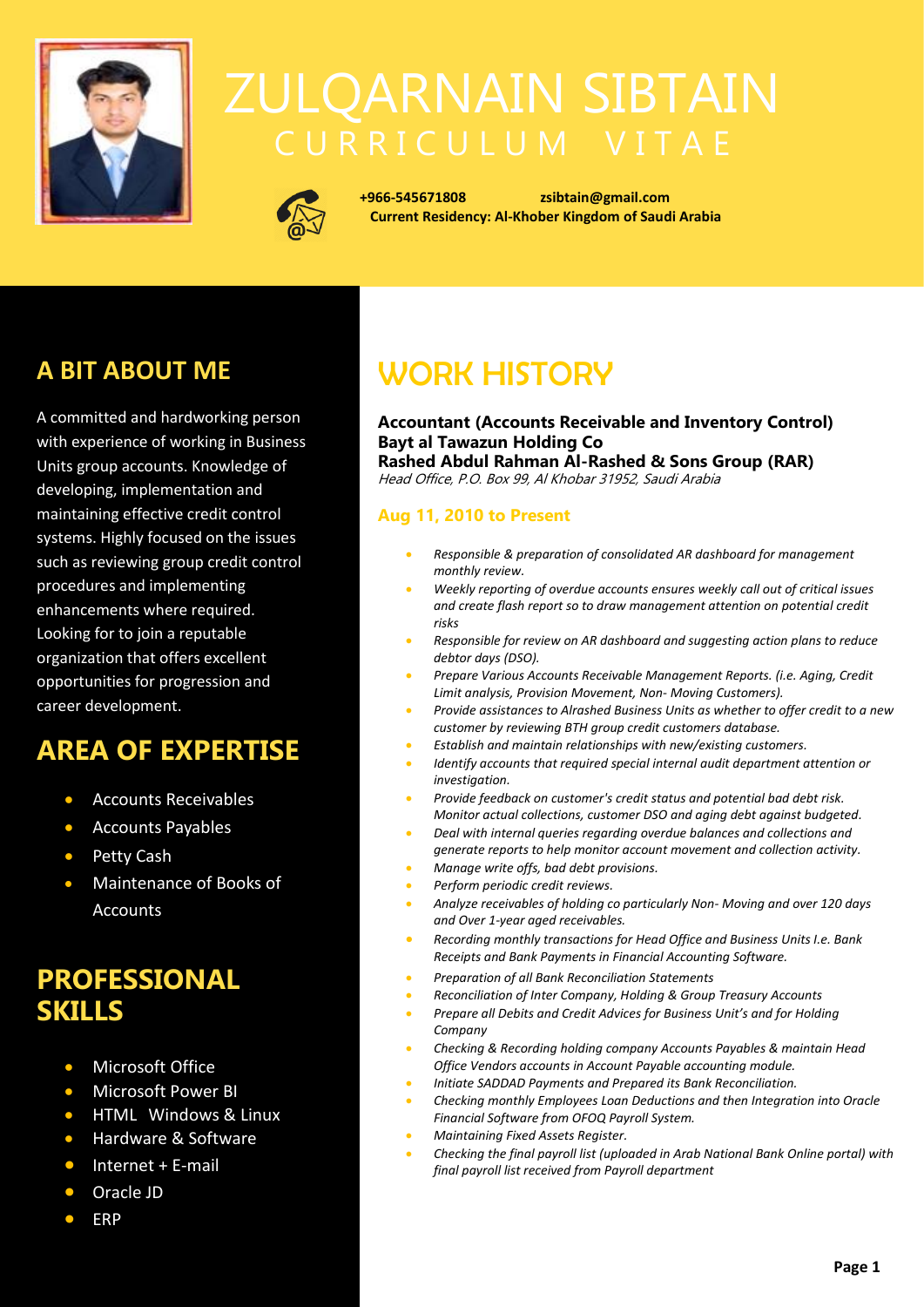# ZULQARNAIN SIBTAIN

CURRICULUM VITAE

**+966-545671808** **zsibtain@gmail.com**
**Current Residency: Al-Khober Kingdom of Saudi Arabia**

## A BIT ABOUT ME

A committed and hardworking person with experience of working in Business Units group accounts. Knowledge of developing, implementation and maintaining effective credit control systems. Highly focused on the issues such as reviewing group credit control procedures and implementing enhancements where required. Looking for to join a reputable organization that offers excellent opportunities for progression and career development.

## AREA OF EXPERTISE

- Accounts Receivables
- Accounts Payables
- Petty Cash
- Maintenance of Books of Accounts

## PROFESSIONAL SKILLS

- Microsoft Office
- Microsoft Power BI
- HTML Windows & Linux
- Hardware & Software
- Internet + E-mail
- Oracle JD
- ERP

## WORK HISTORY

**Accountant (Accounts Receivable and Inventory Control)**
**Bayt al Tawazun Holding Co**
**Rashed Abdul Rahman Al-Rashed & Sons Group (RAR)**
*Head Office, P.O. Box 99, Al Khobar 31952, Saudi Arabia*

### Aug 11, 2010 to Present

- *Responsible & preparation of consolidated AR dashboard for management monthly review.*
- *Weekly reporting of overdue accounts ensures weekly call out of critical issues and create flash report so to draw management attention on potential credit risks*
- *Responsible for review on AR dashboard and suggesting action plans to reduce debtor days (DSO).*
- *Prepare Various Accounts Receivable Management Reports. (i.e. Aging, Credit Limit analysis, Provision Movement, Non- Moving Customers).*
- *Provide assistances to Alrashed Business Units as whether to offer credit to a new customer by reviewing BTH group credit customers database.*
- *Establish and maintain relationships with new/existing customers.*
- *Identify accounts that required special internal audit department attention or investigation.*
- *Provide feedback on customer's credit status and potential bad debt risk. Monitor actual collections, customer DSO and aging debt against budgeted.*
- *Deal with internal queries regarding overdue balances and collections and generate reports to help monitor account movement and collection activity.*
- *Manage write offs, bad debt provisions.*
- *Perform periodic credit reviews.*
- *Analyze receivables of holding co particularly Non- Moving and over 120 days and Over 1-year aged receivables.*
- *Recording monthly transactions for Head Office and Business Units I.e. Bank Receipts and Bank Payments in Financial Accounting Software.*
- *Preparation of all Bank Reconciliation Statements*
- *Reconciliation of Inter Company, Holding & Group Treasury Accounts*
- *Prepare all Debits and Credit Advices for Business Unit's and for Holding Company*
- *Checking & Recording holding company Accounts Payables & maintain Head Office Vendors accounts in Account Payable accounting module.*
- *Initiate SADDAD Payments and Prepared its Bank Reconciliation.*
- *Checking monthly Employees Loan Deductions and then Integration into Oracle Financial Software from OFOQ Payroll System.*
- *Maintaining Fixed Assets Register.*
- *Checking the final payroll list (uploaded in Arab National Bank Online portal) with final payroll list received from Payroll department*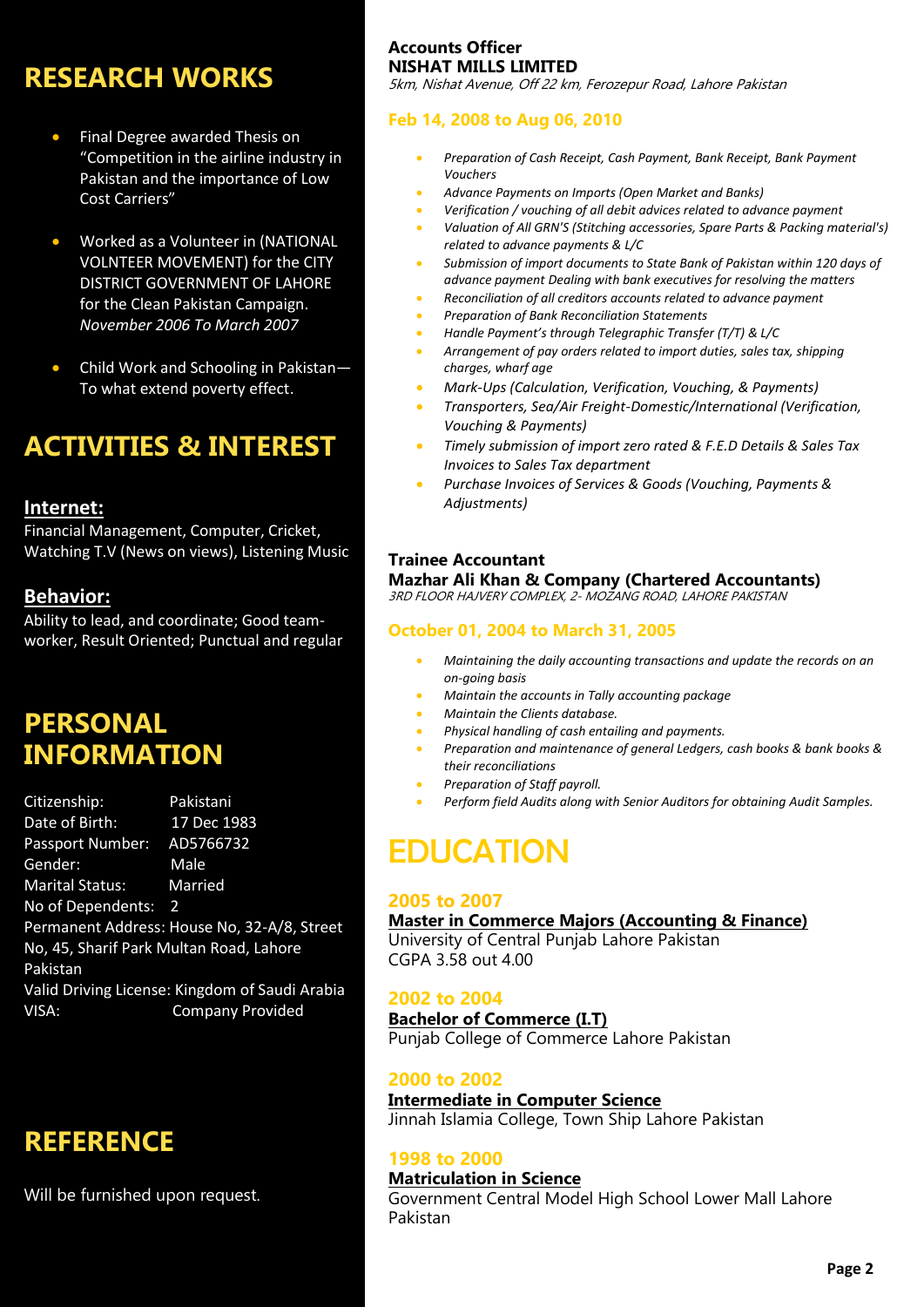## RESEARCH WORKS

- Final Degree awarded Thesis on "Competition in the airline industry in Pakistan and the importance of Low Cost Carriers"
- Worked as a Volunteer in (NATIONAL VOLNTEER MOVEMENT) for the CITY DISTRICT GOVERNMENT OF LAHORE for the Clean Pakistan Campaign. *November 2006 To March 2007*
- Child Work and Schooling in Pakistan—To what extend poverty effect.

## ACTIVITIES & INTEREST

**Internet:**

Financial Management, Computer, Cricket, Watching T.V (News on views), Listening Music

**Behavior:**

Ability to lead, and coordinate; Good team-worker, Result Oriented; Punctual and regular

## PERSONAL INFORMATION

Citizenship: Pakistani
Date of Birth: 17 Dec 1983
Passport Number: AD5766732
Gender: Male
Marital Status: Married
No of Dependents: 2
Permanent Address: House No, 32-A/8, Street No, 45, Sharif Park Multan Road, Lahore Pakistan
Valid Driving License: Kingdom of Saudi Arabia
VISA: Company Provided

## REFERENCE

Will be furnished upon request.

**Accounts Officer**
**NISHAT MILLS LIMITED**
*5km, Nishat Avenue, Off 22 km, Ferozepur Road, Lahore Pakistan*

**Feb 14, 2008 to Aug 06, 2010**

- *Preparation of Cash Receipt, Cash Payment, Bank Receipt, Bank Payment Vouchers*
- *Advance Payments on Imports (Open Market and Banks)*
- *Verification / vouching of all debit advices related to advance payment*
- *Valuation of All GRN'S (Stitching accessories, Spare Parts & Packing material's) related to advance payments & L/C*
- *Submission of import documents to State Bank of Pakistan within 120 days of advance payment Dealing with bank executives for resolving the matters*
- *Reconciliation of all creditors accounts related to advance payment*
- *Preparation of Bank Reconciliation Statements*
- *Handle Payment's through Telegraphic Transfer (T/T) & L/C*
- *Arrangement of pay orders related to import duties, sales tax, shipping charges, wharf age*
- *Mark-Ups (Calculation, Verification, Vouching, & Payments)*
- *Transporters, Sea/Air Freight-Domestic/International (Verification, Vouching & Payments)*
- *Timely submission of import zero rated & F.E.D Details & Sales Tax Invoices to Sales Tax department*
- *Purchase Invoices of Services & Goods (Vouching, Payments & Adjustments)*

**Trainee Accountant**
**Mazhar Ali Khan & Company (Chartered Accountants)**
*3RD FLOOR HAJVERY COMPLEX, 2- MOZANG ROAD, LAHORE PAKISTAN*

**October 01, 2004 to March 31, 2005**

- *Maintaining the daily accounting transactions and update the records on an on-going basis*
- *Maintain the accounts in Tally accounting package*
- *Maintain the Clients database.*
- *Physical handling of cash entailing and payments.*
- *Preparation and maintenance of general Ledgers, cash books & bank books & their reconciliations*
- *Preparation of Staff payroll.*
- *Perform field Audits along with Senior Auditors for obtaining Audit Samples.*

## EDUCATION

**2005 to 2007**
**Master in Commerce Majors (Accounting & Finance)**
University of Central Punjab Lahore Pakistan
CGPA 3.58 out 4.00

**2002 to 2004**
**Bachelor of Commerce (I.T)**
Punjab College of Commerce Lahore Pakistan

**2000 to 2002**
**Intermediate in Computer Science**
Jinnah Islamia College, Town Ship Lahore Pakistan

**1998 to 2000**
**Matriculation in Science**
Government Central Model High School Lower Mall Lahore Pakistan